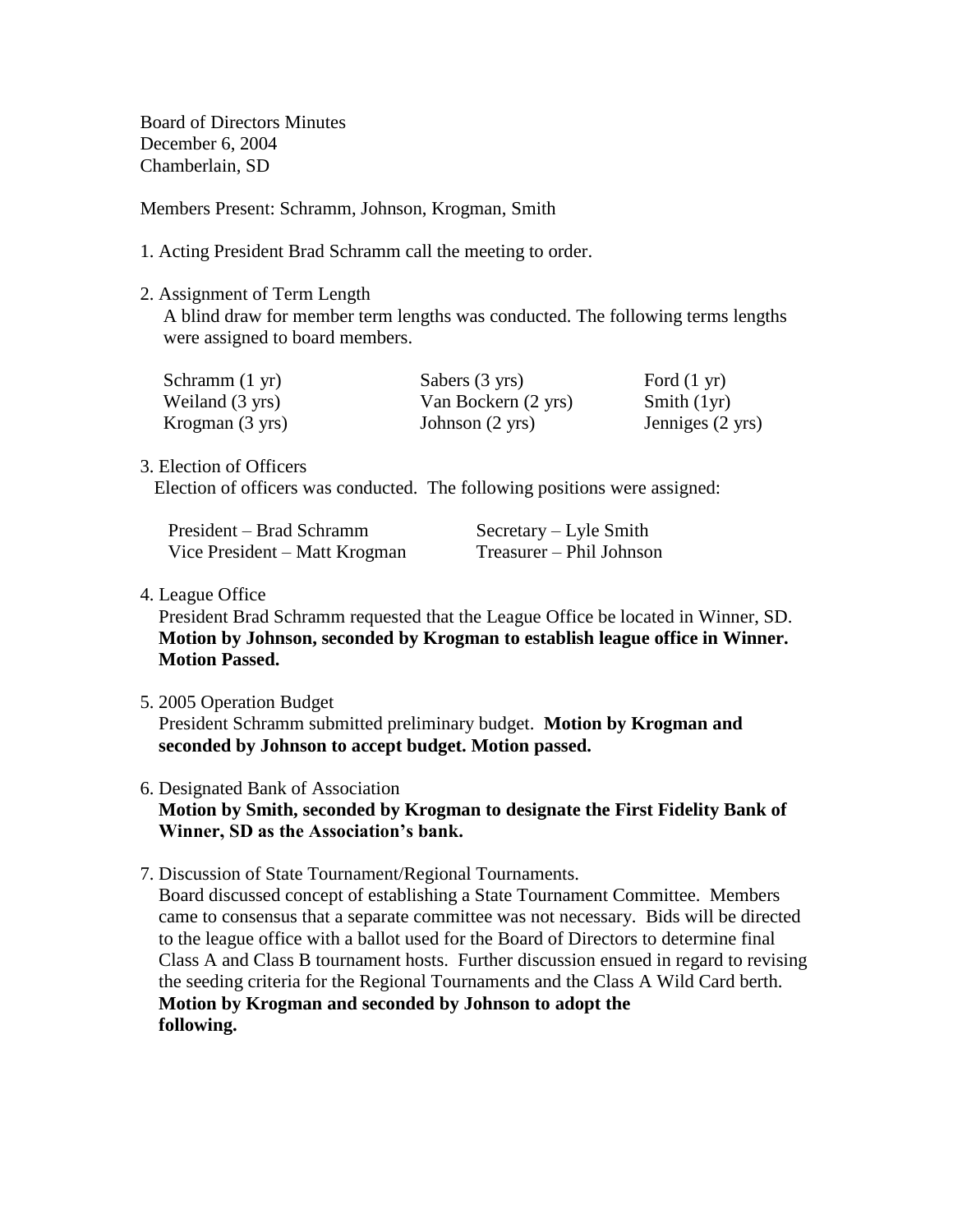Board of Directors Minutes
December 6, 2004
Chamberlain, SD

Members Present: Schramm, Johnson, Krogman, Smith

1. Acting President Brad Schramm call the meeting to order.

2. Assignment of Term Length

   A blind draw for member term lengths was conducted. The following terms lengths were assigned to board members.

| | | |
|---|---|---|
| Schramm (1 yr) | Sabers (3 yrs) | Ford (1 yr) |
| Weiland (3 yrs) | Van Bockern (2 yrs) | Smith (1yr) |
| Krogman (3 yrs) | Johnson (2 yrs) | Jenniges (2 yrs) |

3. Election of Officers

   Election of officers was conducted. The following positions were assigned:

| | |
|---|---|
| President – Brad Schramm | Secretary – Lyle Smith |
| Vice President – Matt Krogman | Treasurer – Phil Johnson |

4. League Office

   President Brad Schramm requested that the League Office be located in Winner, SD. **Motion by Johnson, seconded by Krogman to establish league office in Winner. Motion Passed.**

5. 2005 Operation Budget

   President Schramm submitted preliminary budget. **Motion by Krogman and seconded by Johnson to accept budget. Motion passed.**

6. Designated Bank of Association

   **Motion by Smith, seconded by Krogman to designate the First Fidelity Bank of Winner, SD as the Association's bank.**

7. Discussion of State Tournament/Regional Tournaments.

   Board discussed concept of establishing a State Tournament Committee. Members came to consensus that a separate committee was not necessary. Bids will be directed to the league office with a ballot used for the Board of Directors to determine final Class A and Class B tournament hosts. Further discussion ensued in regard to revising the seeding criteria for the Regional Tournaments and the Class A Wild Card berth. **Motion by Krogman and seconded by Johnson to adopt the following.**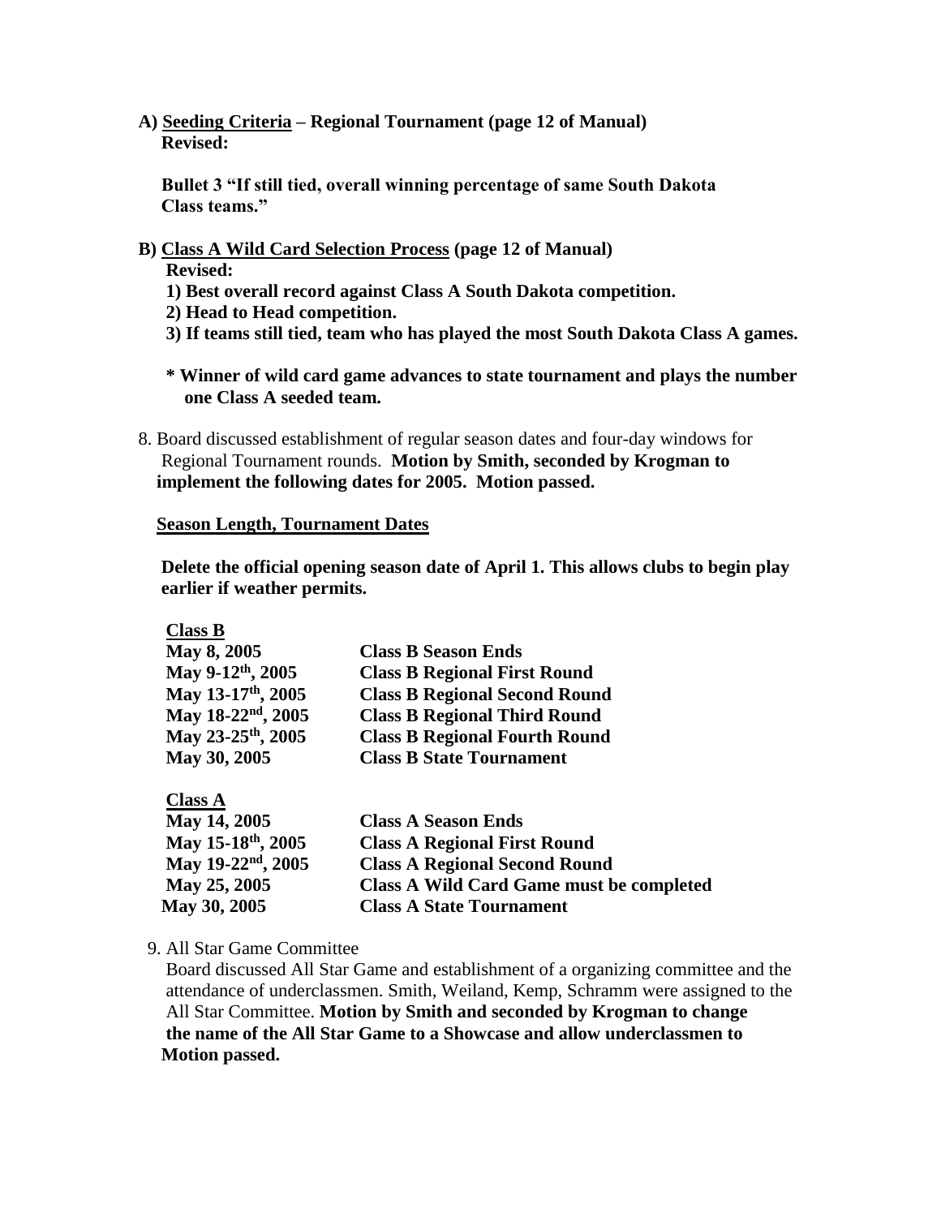**A) <u>Seeding Criteria</u> – Regional Tournament (page 12 of Manual)**
**Revised:**

**Bullet 3 "If still tied, overall winning percentage of same South Dakota Class teams."**

**B) <u>Class A Wild Card Selection Process</u> (page 12 of Manual)**
**Revised:**

**1) Best overall record against Class A South Dakota competition.**
**2) Head to Head competition.**
**3) If teams still tied, team who has played the most South Dakota Class A games.**

**\* Winner of wild card game advances to state tournament and plays the number one Class A seeded team.**

8. Board discussed establishment of regular season dates and four-day windows for Regional Tournament rounds. **Motion by Smith, seconded by Krogman to implement the following dates for 2005. Motion passed.**

**<u>Season Length, Tournament Dates</u>**

**Delete the official opening season date of April 1. This allows clubs to begin play earlier if weather permits.**

**<u>Class B</u>**

| | |
|---|---|
| **May 8, 2005** | **Class B Season Ends** |
| **May 9-12th, 2005** | **Class B Regional First Round** |
| **May 13-17th, 2005** | **Class B Regional Second Round** |
| **May 18-22nd, 2005** | **Class B Regional Third Round** |
| **May 23-25th, 2005** | **Class B Regional Fourth Round** |
| **May 30, 2005** | **Class B State Tournament** |

**<u>Class A</u>**

| | |
|---|---|
| **May 14, 2005** | **Class A Season Ends** |
| **May 15-18th, 2005** | **Class A Regional First Round** |
| **May 19-22nd, 2005** | **Class A Regional Second Round** |
| **May 25, 2005** | **Class A Wild Card Game must be completed** |
| **May 30, 2005** | **Class A State Tournament** |

9. All Star Game Committee
Board discussed All Star Game and establishment of a organizing committee and the attendance of underclassmen. Smith, Weiland, Kemp, Schramm were assigned to the All Star Committee. **Motion by Smith and seconded by Krogman to change the name of the All Star Game to a Showcase and allow underclassmen to Motion passed.**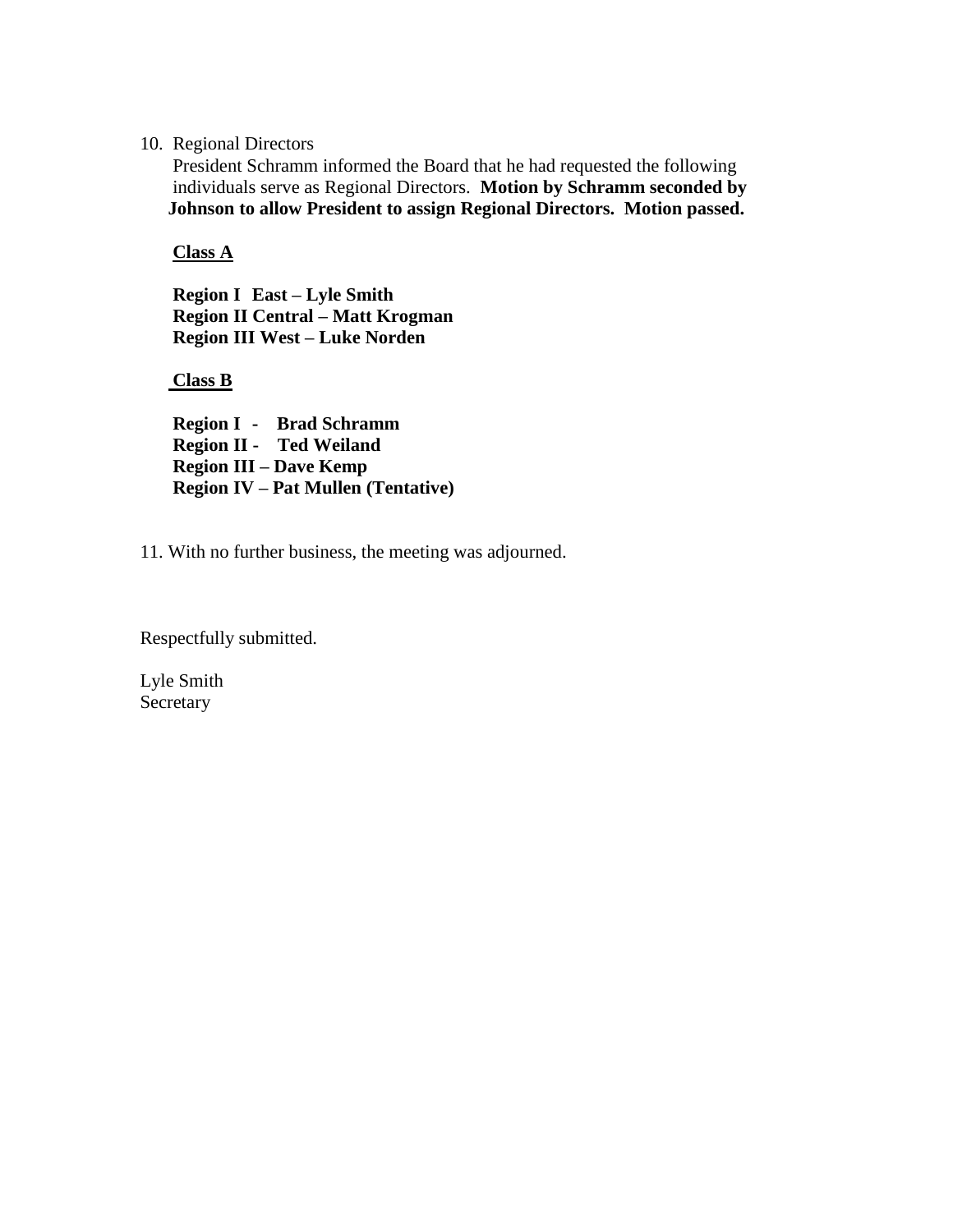10. Regional Directors

President Schramm informed the Board that he had requested the following individuals serve as Regional Directors. **Motion by Schramm seconded by Johnson to allow President to assign Regional Directors. Motion passed.**

**Class A**

**Region I East – Lyle Smith**
**Region II Central – Matt Krogman**
**Region III West – Luke Norden**

**Class B**

**Region I - Brad Schramm**
**Region II - Ted Weiland**
**Region III – Dave Kemp**
**Region IV – Pat Mullen (Tentative)**

11. With no further business, the meeting was adjourned.

Respectfully submitted.

Lyle Smith
Secretary